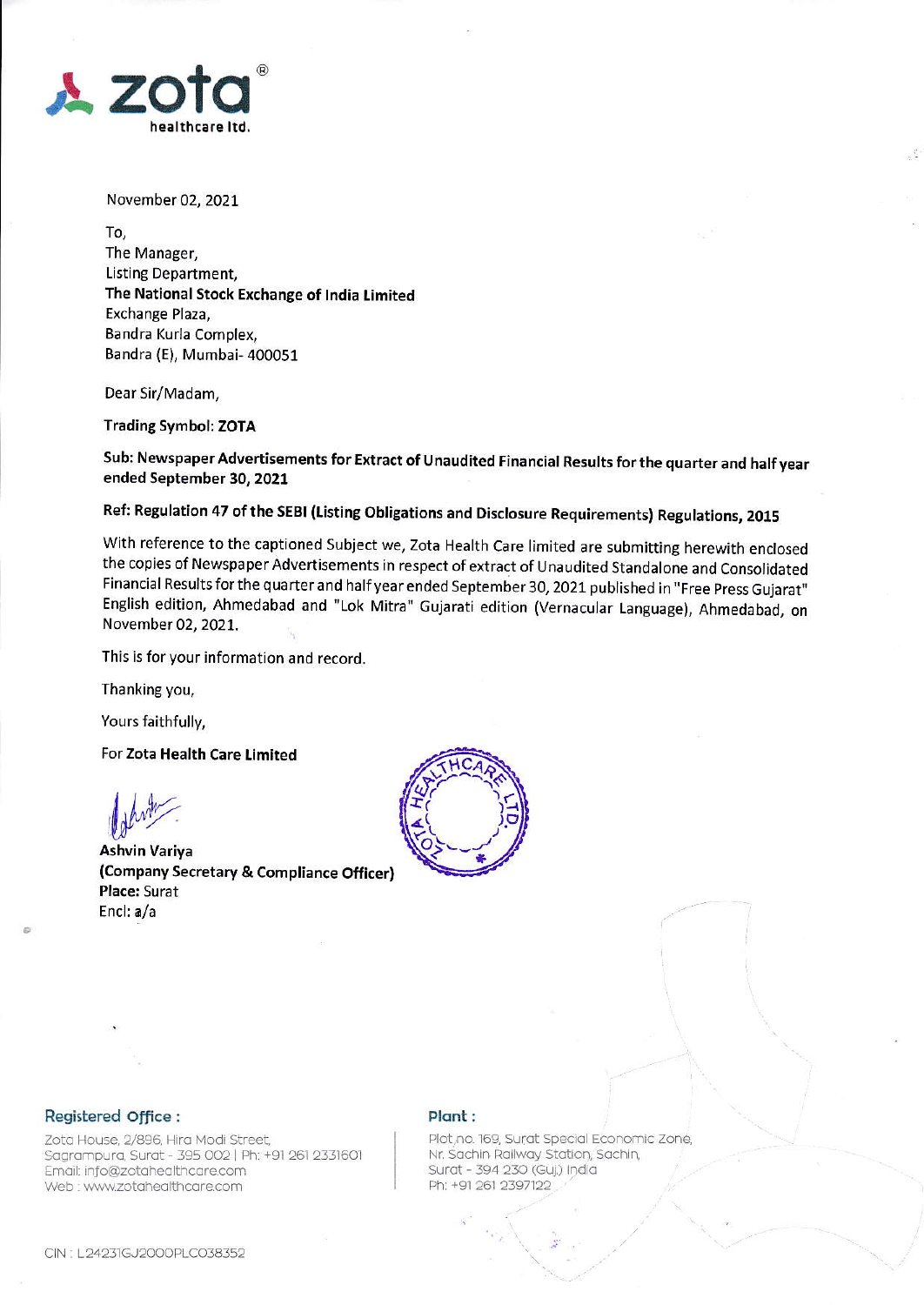zota healthcare ltd.

November 02, 2021

To,  
The Manager,  
Listing Department,  
**The National Stock Exchange of India Limited**  
Exchange Plaza,  
Bandra Kurla Complex,  
Bandra (E), Mumbai- 400051

Dear Sir/Madam,

**Trading Symbol: ZOTA**

**Sub: Newspaper Advertisements for Extract of Unaudited Financial Results for the quarter and half year ended September 30, 2021**

**Ref: Regulation 47 of the SEBI (Listing Obligations and Disclosure Requirements) Regulations, 2015**

With reference to the captioned Subject we, Zota Health Care limited are submitting herewith enclosed the copies of Newspaper Advertisements in respect of extract of Unaudited Standalone and Consolidated Financial Results for the quarter and half year ended September 30, 2021 published in "Free Press Gujarat" English edition, Ahmedabad and "Lok Mitra" Gujarati edition (Vernacular Language), Ahmedabad, on November 02, 2021.

This is for your information and record.

Thanking you,

Yours faithfully,

For **Zota Health Care Limited**

**Ashvin Variya**  
**(Company Secretary & Compliance Officer)**  
**Place:** Surat  
Encl: a/a

ZOTA HEALTHCARE LTD.

**Registered Office :**  
Zota House, 2/896, Hira Modi Street,  
Sagrampura, Surat - 395 002 | Ph: +91 261 2331601  
Email: info@zotahealthcare.com  
Web : www.zotahealthcare.com

**Plant :**  
Plot no. 169, Surat Special Economic Zone,  
Nr. Sachin Railway Station, Sachin,  
Surat - 394 230 (Guj.) India  
Ph: +91 261 2397122

CIN : L24231GJ2000PLC038352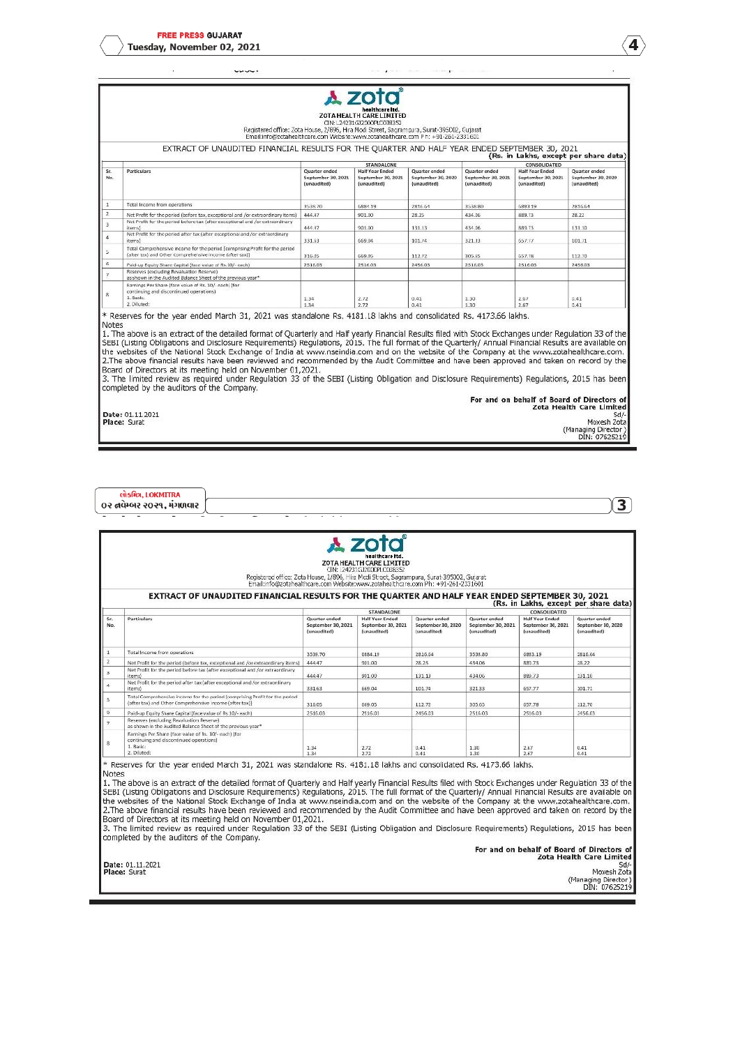FREE PRESS GUJARAT
Tuesday, November 02, 2021

# zota healthcare ltd.

**ZOTA HEALTH CARE LIMITED**

CIN: L24231GJ2000PLC038352

Registered office: Zota House, 2/896, Hira Modi Street, Sagrampura, Surat-395002, Gujarat

Email:info@zotahealthcare.com Website:www.zotahealthcare.com Ph: +91-261-2331601

## EXTRACT OF UNAUDITED FINANCIAL RESULTS FOR THE QUARTER AND HALF YEAR ENDED SEPTEMBER 30, 2021

**(Rs. in Lakhs, except per share data)**

| Sr. No. | Particulars | STANDALONE | | | CONSOLIDATED | | |
|---|---|---|---|---|---|---|---|
| | | Quarter ended September 30, 2021 (unaudited) | Half Year Ended September 30, 2021 (unaudited) | Quarter ended September 30, 2020 (unaudited) | Quarter ended September 30, 2021 (unaudited) | Half Year Ended September 30, 2021 (unaudited) | Quarter ended September 30, 2020 (unaudited) |
| 1 | Total Income from operations | 3539.70 | 6884.19 | 2816.64 | 3538.80 | 6883.19 | 2816.64 |
| 2 | Net Profit for the period (before tax, exceptional and /or extraordinary items) | 444.47 | 901.00 | 28.25 | 434.36 | 889.73 | 28.22 |
| 3 | Net Profit for the period before tax (after exceptional and /or extraordinary items) | 444.47 | 901.00 | 131.13 | 434.36 | 889.73 | 131.10 |
| 4 | Net Profit for the period after tax (after exceptional and /or extraordinary items) | 331.53 | 669.04 | 101.74 | 321.33 | 657.77 | 101.71 |
| 5 | Total Comprehensive income for the period [comprising Profit for the period (after tax) and Other comprehensive income (after tax)] | 316.05 | 669.05 | 112.72 | 305.65 | 657.78 | 112.70 |
| 6 | Paid-up Equity Share Capital (face value of Rs.10/- each) | 2516.03 | 2516.03 | 2456.03 | 2516.03 | 2516.03 | 2456.03 |
| 7 | Reserves (excluding Revaluation Reserve) as shown in the Audited Balance Sheet of the previous year* | | | | | | |
| 8 | Earnings Per Share (face value of Rs. 10/- each) (for continuing and discontinued operations) 1. Basic: 2. Diluted: | 1.34<br>1.34 | 2.72<br>2.72 | 0.41<br>0.41 | 1.30<br>1.30 | 2.67<br>2.67 | 0.41<br>0.41 |

\* Reserves for the year ended March 31, 2021 was standalone Rs. 4181.18 lakhs and consolidated Rs. 4173.66 lakhs.

Notes

1. The above is an extract of the detailed format of Quarterly and Half yearly Financial Results filed with Stock Exchanges under Regulation 33 of the SEBI (Listing Obligations and Disclosure Requirements) Regulations, 2015. The full format of the Quarterly/ Annual Financial Results are available on the websites of the National Stock Exchange of India at www.nseindia.com and on the website of the Company at the www.zotahealthcare.com.
2. The above financial results have been reviewed and recommended by the Audit Committee and have been approved and taken on record by the Board of Directors at its meeting held on November 01,2021.
3. The limited review as required under Regulation 33 of the SEBI (Listing Obligation and Disclosure Requirements) Regulations, 2015 has been completed by the auditors of the Company.

**Date:** 01.11.2021
**Place:** Surat

**For and on behalf of Board of Directors of Zota Health Care Limited**
Sd/-
Moxesh Zota
(Managing Director)
DIN: 07625219

---

લોકમિત્ર, LOKMITRA
૦૨ નવેમ્બર ૨૦૨૧, મંગળવાર

# zota healthcare ltd.

**ZOTA HEALTH CARE LIMITED**

CIN: L24231GJ2000PLC038352

Registered office: Zota House, 2/896, Hira Modi Street, Sagrampura, Surat-395002, Gujarat

Email:info@zotahealthcare.com Website:www.zotahealthcare.com Ph: +91-261-2331601

## EXTRACT OF UNAUDITED FINANCIAL RESULTS FOR THE QUARTER AND HALF YEAR ENDED SEPTEMBER 30, 2021

**(Rs. in Lakhs, except per share data)**

| Sr. No. | Particulars | STANDALONE | | | CONSOLIDATED | | |
|---|---|---|---|---|---|---|---|
| | | Quarter ended September 30, 2021 (unaudited) | Half Year Ended September 30, 2021 (unaudited) | Quarter ended September 30, 2020 (unaudited) | Quarter ended September 30, 2021 (unaudited) | Half Year Ended September 30, 2021 (unaudited) | Quarter ended September 30, 2020 (unaudited) |
| 1 | Total Income from operations | 3539.70 | 6884.19 | 2816.64 | 3538.80 | 6883.19 | 2816.64 |
| 2 | Net Profit for the period (before tax, exceptional and /or extraordinary items) | 444.47 | 901.00 | 28.25 | 434.06 | 889.73 | 28.22 |
| 3 | Net Profit for the period before tax (after exceptional and /or extraordinary items) | 444.47 | 901.00 | 131.13 | 434.06 | 889.73 | 131.10 |
| 4 | Net Profit for the period after tax (after exceptional and /or extraordinary items) | 331.63 | 669.04 | 101.74 | 321.33 | 657.77 | 101.71 |
| 5 | Total Comprehensive income for the period [comprising Profit for the period (after tax) and Other comprehensive income (after tax)] | 316.05 | 669.05 | 112.72 | 305.65 | 657.78 | 112.70 |
| 6 | Paid-up Equity Share Capital (face value of Rs 10/- each) | 2516.03 | 2516.03 | 2456.03 | 2516.03 | 2516.03 | 2456.03 |
| 7 | Reserves (excluding Revaluation Reserve) as shown in the Audited Balance Sheet of the previous year* | | | | | | |
| 8 | Earnings Per Share (face value of Rs. 10/- each) (for continuing and discontinued operations) 1. Basic: 2. Diluted: | 1.34<br>1.34 | 2.72<br>2.72 | 0.41<br>0.41 | 1.30<br>1.30 | 2.67<br>2.67 | 0.41<br>0.41 |

\* Reserves for the year ended March 31, 2021 was standalone Rs. 4181.18 lakhs and consolidated Rs. 4173.66 lakhs.

Notes

1. The above is an extract of the detailed format of Quarterly and Half yearly Financial Results filed with Stock Exchanges under Regulation 33 of the SEBI (Listing Obligations and Disclosure Requirements) Regulations, 2015. The full format of the Quarterly/ Annual Financial Results are available on the websites of the National Stock Exchange of India at www.nseindia.com and on the website of the Company at the www.zotahealthcare.com.
2. The above financial results have been reviewed and recommended by the Audit Committee and have been approved and taken on record by the Board of Directors at its meeting held on November 01,2021.
3. The limited review as required under Regulation 33 of the SEBI (Listing Obligation and Disclosure Requirements) Regulations, 2015 has been completed by the auditors of the Company.

**Date:** 01.11.2021
**Place:** Surat

**For and on behalf of Board of Directors of Zota Health Care Limited**
Sd/-
Moxesh Zota
(Managing Director)
DIN: 07625219